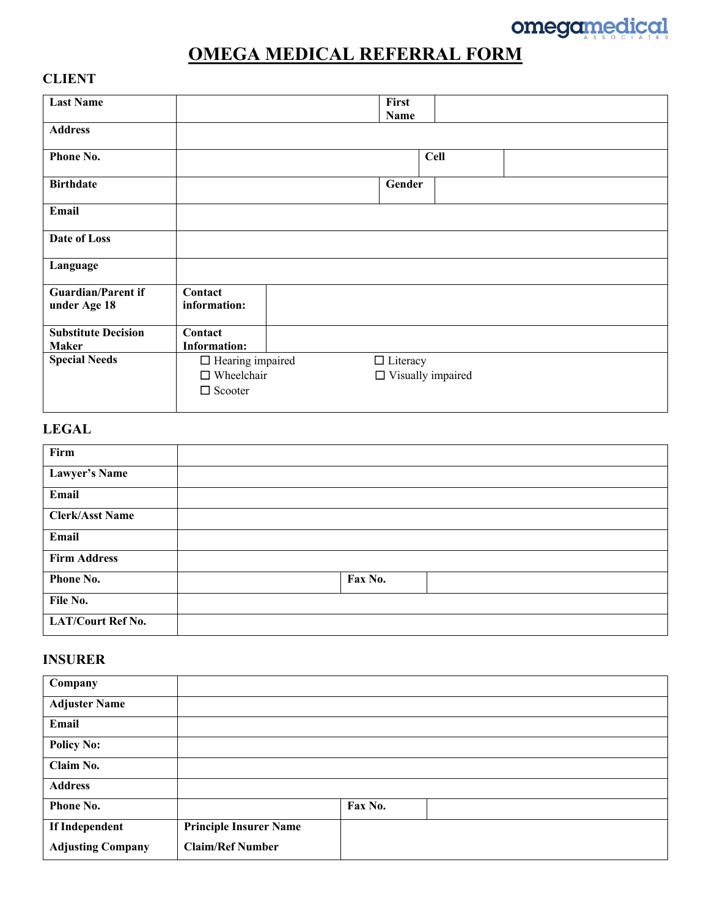omegamedical ASSOCIATES

# OMEGA MEDICAL REFERRAL FORM

## CLIENT

| | | | |
|---|---|---|---|
| **Last Name** | | **First Name** | |
| **Address** | | | |
| **Phone No.** | | **Cell** | |
| **Birthdate** | | **Gender** | |
| **Email** | | | |
| **Date of Loss** | | | |
| **Language** | | | |
| **Guardian/Parent if under Age 18** | **Contact information:** | | |
| **Substitute Decision Maker** | **Contact Information:** | | |
| **Special Needs** | ☐ Hearing impaired<br>☐ Wheelchair<br>☐ Scooter | ☐ Literacy<br>☐ Visually impaired | |

## LEGAL

| | | | |
|---|---|---|---|
| **Firm** | | | |
| **Lawyer's Name** | | | |
| **Email** | | | |
| **Clerk/Asst Name** | | | |
| **Email** | | | |
| **Firm Address** | | | |
| **Phone No.** | | **Fax No.** | |
| **File No.** | | | |
| **LAT/Court Ref No.** | | | |

## INSURER

| | | | |
|---|---|---|---|
| **Company** | | | |
| **Adjuster Name** | | | |
| **Email** | | | |
| **Policy No:** | | | |
| **Claim No.** | | | |
| **Address** | | | |
| **Phone No.** | | **Fax No.** | |
| **If Independent Adjusting Company** | **Principle Insurer Name**<br>**Claim/Ref Number** | | |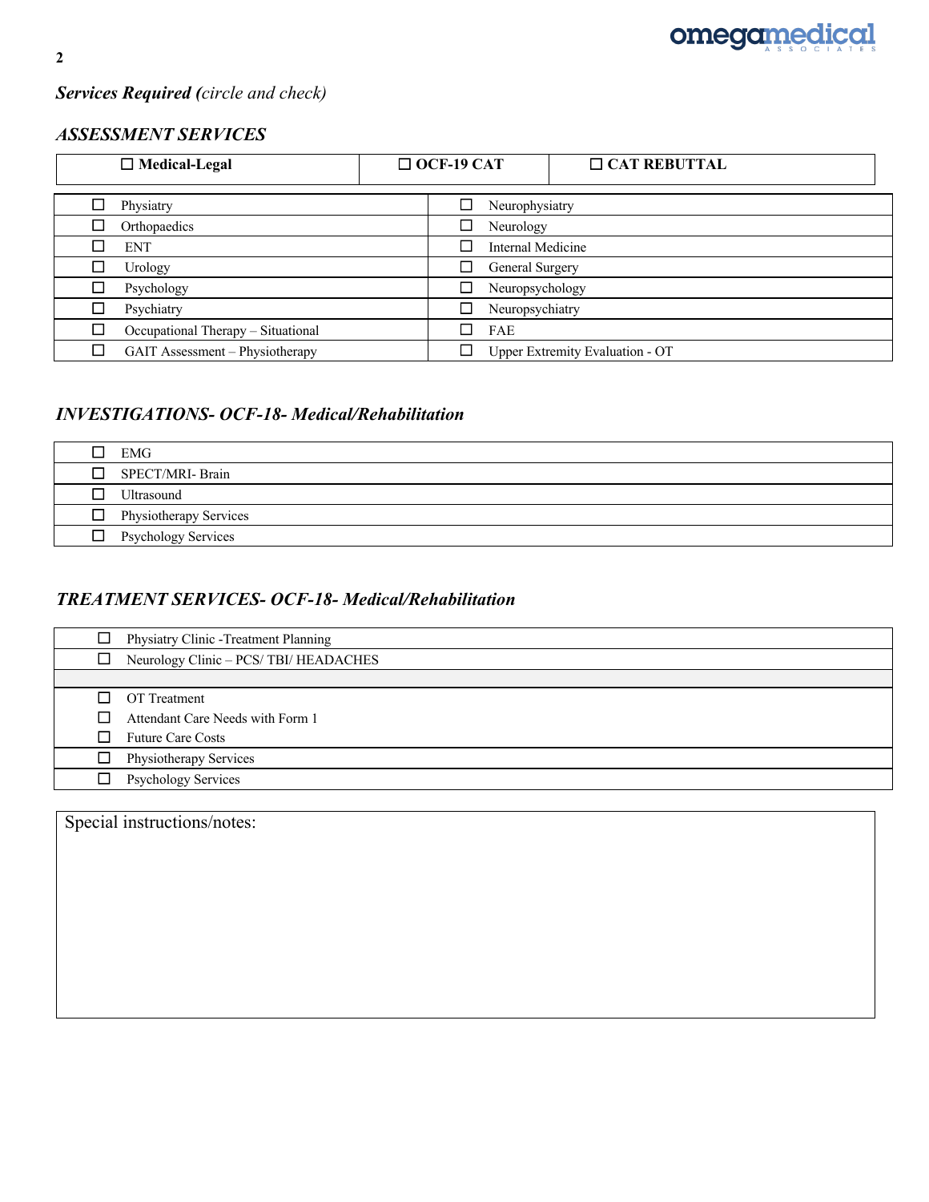***Services Required** (circle and check)*

## *ASSESSMENT SERVICES*

| | | |
|---|---|---|
| ☐ **Medical-Legal** | ☐ **OCF-19 CAT** | ☐ **CAT REBUTTAL** |

| | |
|---|---|
| ☐ Physiatry | ☐ Neurophysiatry |
| ☐ Orthopaedics | ☐ Neurology |
| ☐ ENT | ☐ Internal Medicine |
| ☐ Urology | ☐ General Surgery |
| ☐ Psychology | ☐ Neuropsychology |
| ☐ Psychiatry | ☐ Neuropsychiatry |
| ☐ Occupational Therapy – Situational | ☐ FAE |
| ☐ GAIT Assessment – Physiotherapy | ☐ Upper Extremity Evaluation - OT |

## *INVESTIGATIONS- OCF-18- Medical/Rehabilitation*

| |
|---|
| ☐ EMG |
| ☐ SPECT/MRI- Brain |
| ☐ Ultrasound |
| ☐ Physiotherapy Services |
| ☐ Psychology Services |

## *TREATMENT SERVICES- OCF-18- Medical/Rehabilitation*

| |
|---|
| ☐ Physiatry Clinic -Treatment Planning |
| ☐ Neurology Clinic – PCS/ TBI/ HEADACHES |
| |
| ☐ OT Treatment<br>☐ Attendant Care Needs with Form 1<br>☐ Future Care Costs |
| ☐ Physiotherapy Services |
| ☐ Psychology Services |

Special instructions/notes: